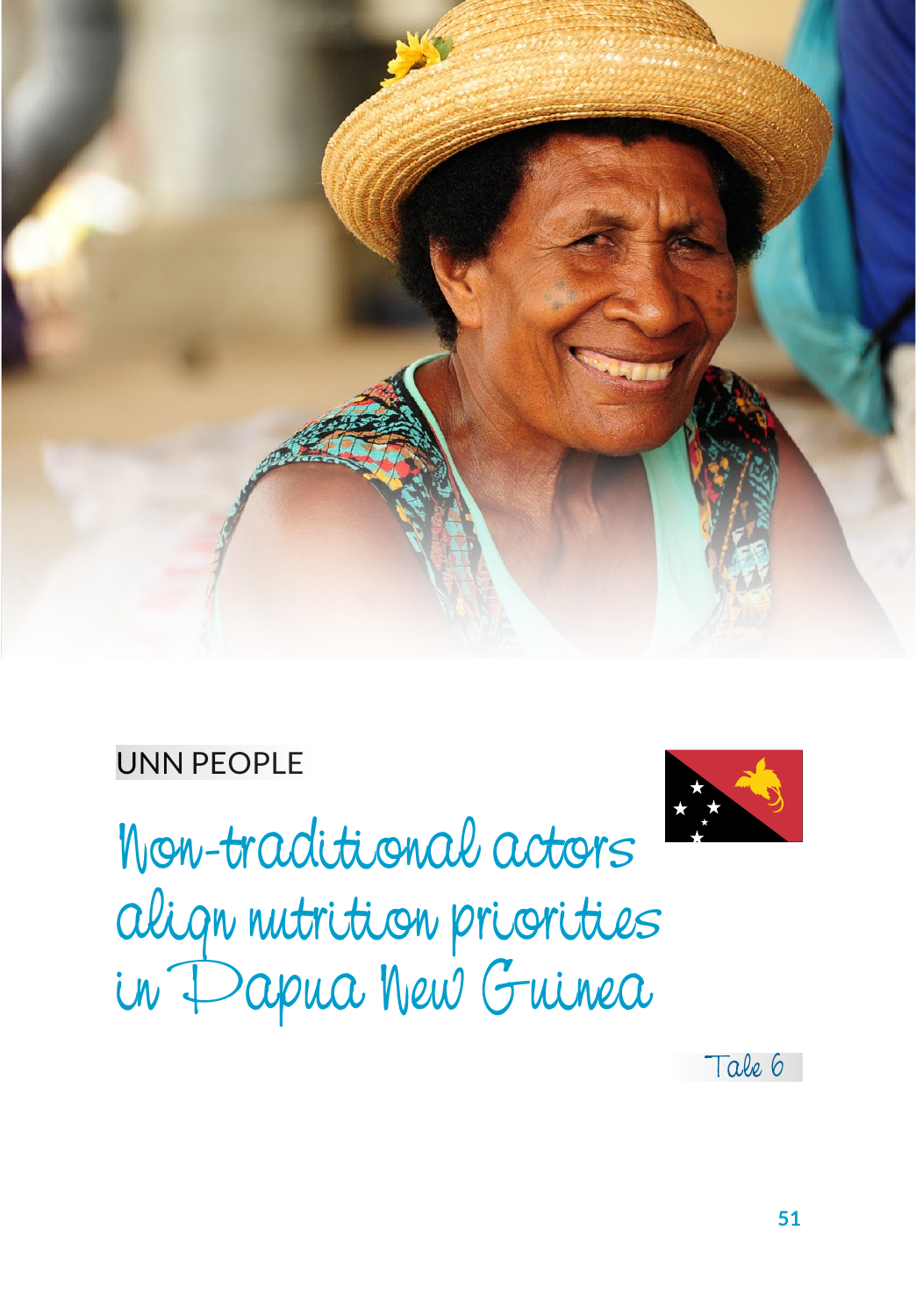UNN PEOPLE

# Non-traditional actors align nutrition priorities in Papua New Guinea

Tale 6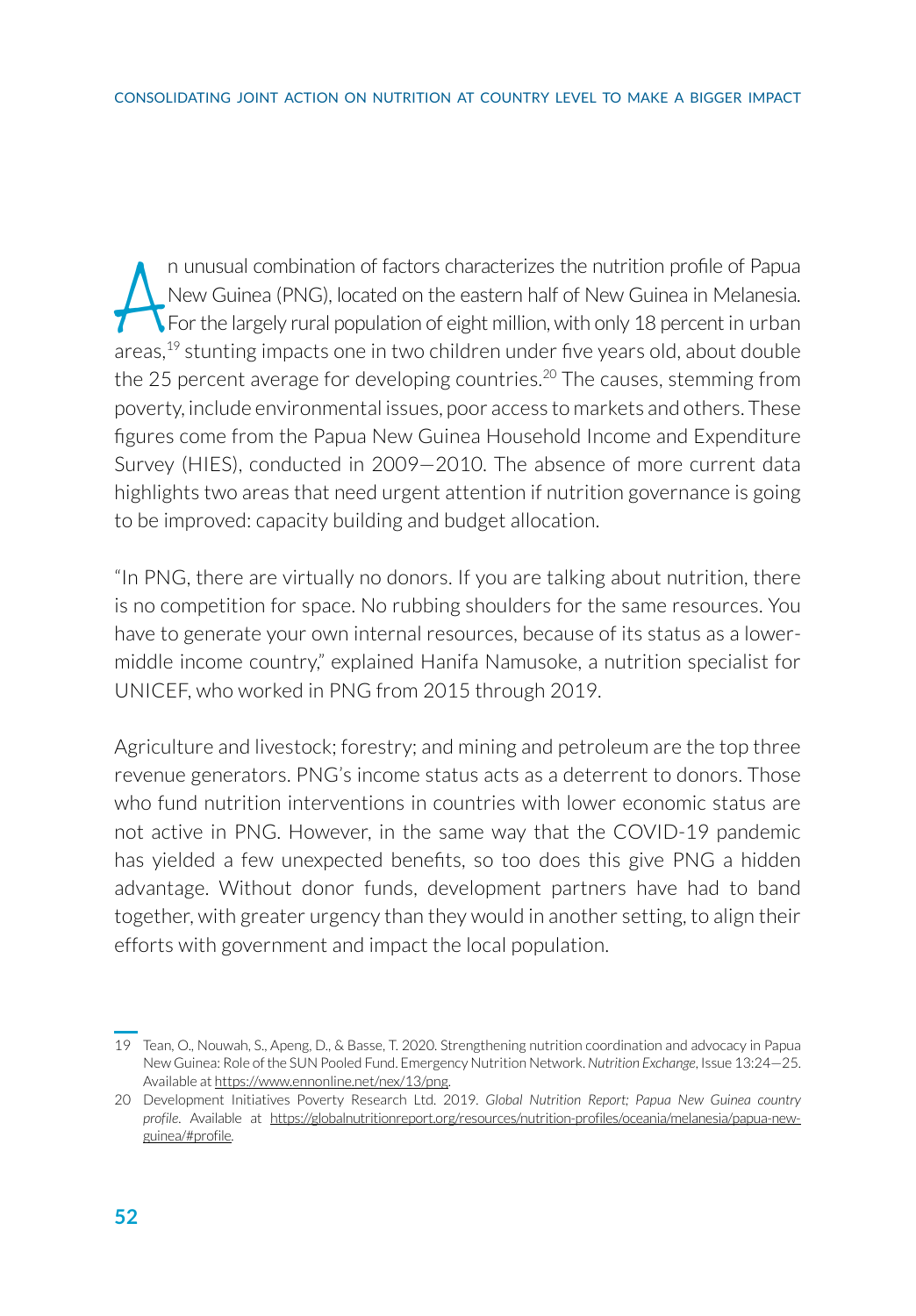An unusual combination of factors characterizes the nutrition profile of Papua New Guinea (PNG), located on the eastern half of New Guinea in Melanesia. For the largely rural population of eight million, with only 18 percent in urban areas,[19] stunting impacts one in two children under five years old, about double the 25 percent average for developing countries.[20] The causes, stemming from poverty, include environmental issues, poor access to markets and others. These figures come from the Papua New Guinea Household Income and Expenditure Survey (HIES), conducted in 2009—2010. The absence of more current data highlights two areas that need urgent attention if nutrition governance is going to be improved: capacity building and budget allocation.

"In PNG, there are virtually no donors. If you are talking about nutrition, there is no competition for space. No rubbing shoulders for the same resources. You have to generate your own internal resources, because of its status as a lower-middle income country," explained Hanifa Namusoke, a nutrition specialist for UNICEF, who worked in PNG from 2015 through 2019.

Agriculture and livestock; forestry; and mining and petroleum are the top three revenue generators. PNG's income status acts as a deterrent to donors. Those who fund nutrition interventions in countries with lower economic status are not active in PNG. However, in the same way that the COVID-19 pandemic has yielded a few unexpected benefits, so too does this give PNG a hidden advantage. Without donor funds, development partners have had to band together, with greater urgency than they would in another setting, to align their efforts with government and impact the local population.

---

19 Tean, O., Nouwah, S., Apeng, D., & Basse, T. 2020. Strengthening nutrition coordination and advocacy in Papua New Guinea: Role of the SUN Pooled Fund. Emergency Nutrition Network. *Nutrition Exchange*, Issue 13:24—25. Available at https://www.ennonline.net/nex/13/png.

20 Development Initiatives Poverty Research Ltd. 2019. *Global Nutrition Report; Papua New Guinea country profile*. Available at https://globalnutritionreport.org/resources/nutrition-profiles/oceania/melanesia/papua-new-guinea/#profile.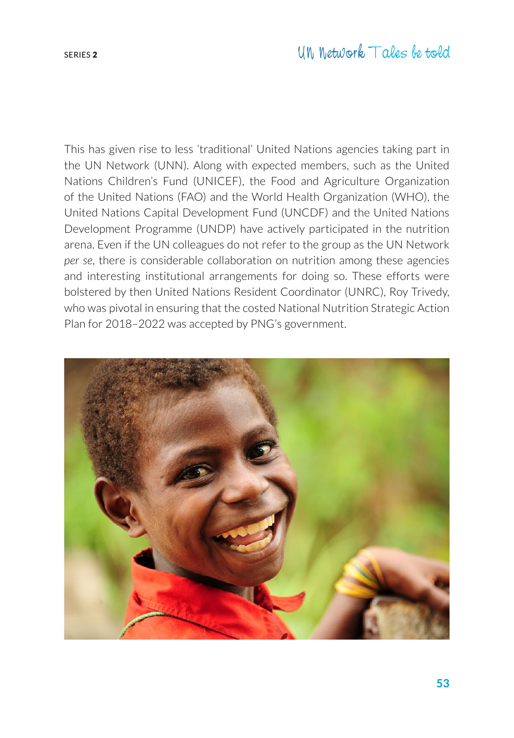This has given rise to less 'traditional' United Nations agencies taking part in the UN Network (UNN). Along with expected members, such as the United Nations Children's Fund (UNICEF), the Food and Agriculture Organization of the United Nations (FAO) and the World Health Organization (WHO), the United Nations Capital Development Fund (UNCDF) and the United Nations Development Programme (UNDP) have actively participated in the nutrition arena. Even if the UN colleagues do not refer to the group as the UN Network *per se*, there is considerable collaboration on nutrition among these agencies and interesting institutional arrangements for doing so. These efforts were bolstered by then United Nations Resident Coordinator (UNRC), Roy Trivedy, who was pivotal in ensuring that the costed National Nutrition Strategic Action Plan for 2018–2022 was accepted by PNG's government.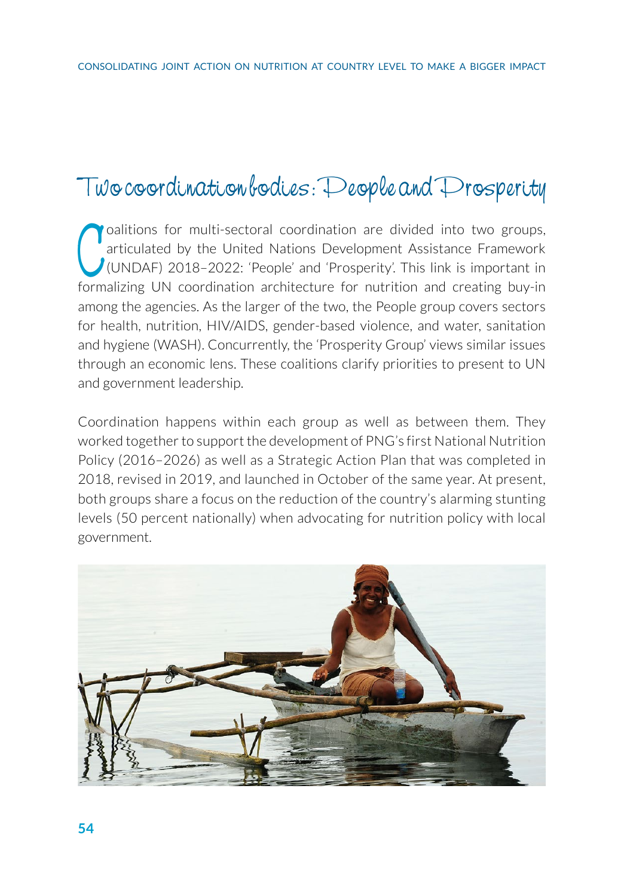# Two coordination bodies: People and Prosperity

Coalitions for multi-sectoral coordination are divided into two groups, articulated by the United Nations Development Assistance Framework (UNDAF) 2018–2022: 'People' and 'Prosperity'. This link is important in formalizing UN coordination architecture for nutrition and creating buy-in among the agencies. As the larger of the two, the People group covers sectors for health, nutrition, HIV/AIDS, gender-based violence, and water, sanitation and hygiene (WASH). Concurrently, the 'Prosperity Group' views similar issues through an economic lens. These coalitions clarify priorities to present to UN and government leadership.

Coordination happens within each group as well as between them. They worked together to support the development of PNG's first National Nutrition Policy (2016–2026) as well as a Strategic Action Plan that was completed in 2018, revised in 2019, and launched in October of the same year. At present, both groups share a focus on the reduction of the country's alarming stunting levels (50 percent nationally) when advocating for nutrition policy with local government.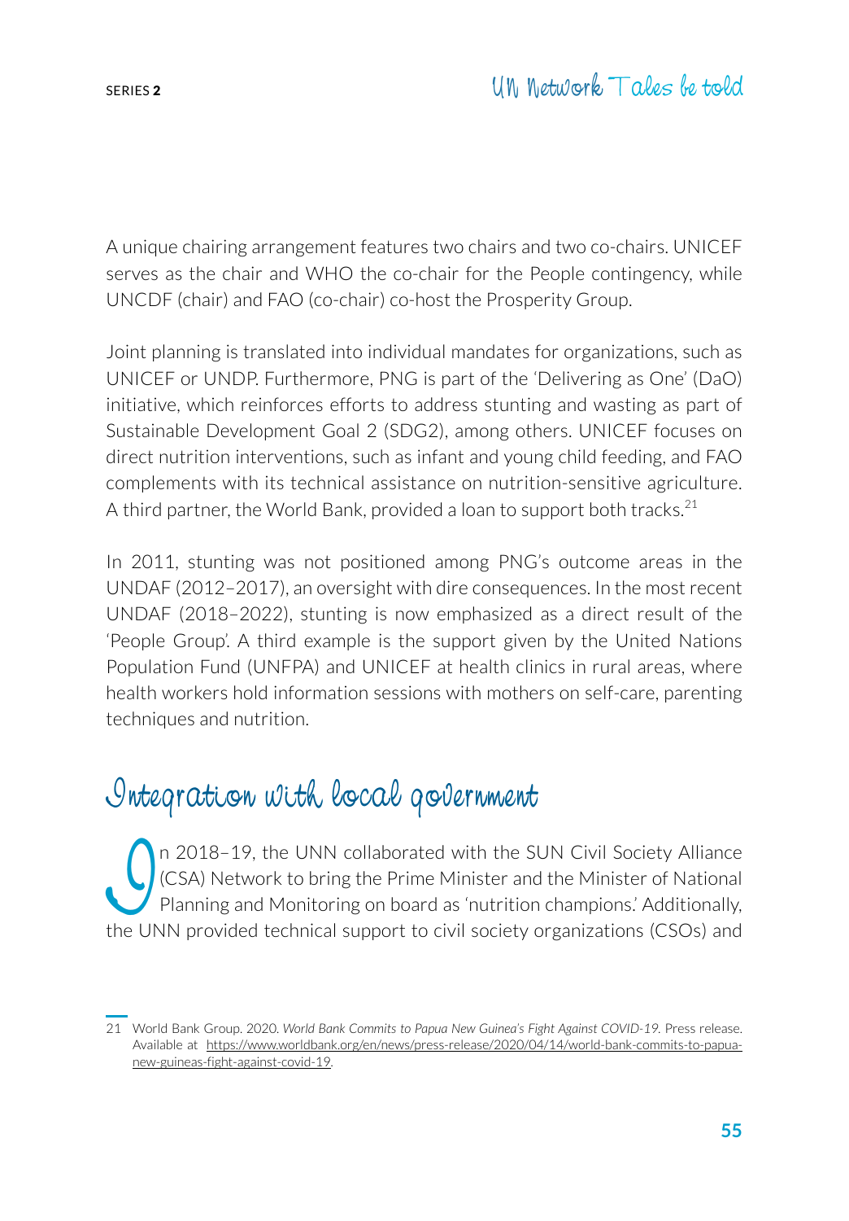A unique chairing arrangement features two chairs and two co-chairs. UNICEF serves as the chair and WHO the co-chair for the People contingency, while UNCDF (chair) and FAO (co-chair) co-host the Prosperity Group.

Joint planning is translated into individual mandates for organizations, such as UNICEF or UNDP. Furthermore, PNG is part of the 'Delivering as One' (DaO) initiative, which reinforces efforts to address stunting and wasting as part of Sustainable Development Goal 2 (SDG2), among others. UNICEF focuses on direct nutrition interventions, such as infant and young child feeding, and FAO complements with its technical assistance on nutrition-sensitive agriculture. A third partner, the World Bank, provided a loan to support both tracks.[21]

In 2011, stunting was not positioned among PNG's outcome areas in the UNDAF (2012–2017), an oversight with dire consequences. In the most recent UNDAF (2018–2022), stunting is now emphasized as a direct result of the 'People Group'. A third example is the support given by the United Nations Population Fund (UNFPA) and UNICEF at health clinics in rural areas, where health workers hold information sessions with mothers on self-care, parenting techniques and nutrition.

## Integration with local government

In 2018–19, the UNN collaborated with the SUN Civil Society Alliance (CSA) Network to bring the Prime Minister and the Minister of National Planning and Monitoring on board as 'nutrition champions.' Additionally, the UNN provided technical support to civil society organizations (CSOs) and

---

21 World Bank Group. 2020. *World Bank Commits to Papua New Guinea's Fight Against COVID-19*. Press release. Available at https://www.worldbank.org/en/news/press-release/2020/04/14/world-bank-commits-to-papua-new-guineas-fight-against-covid-19.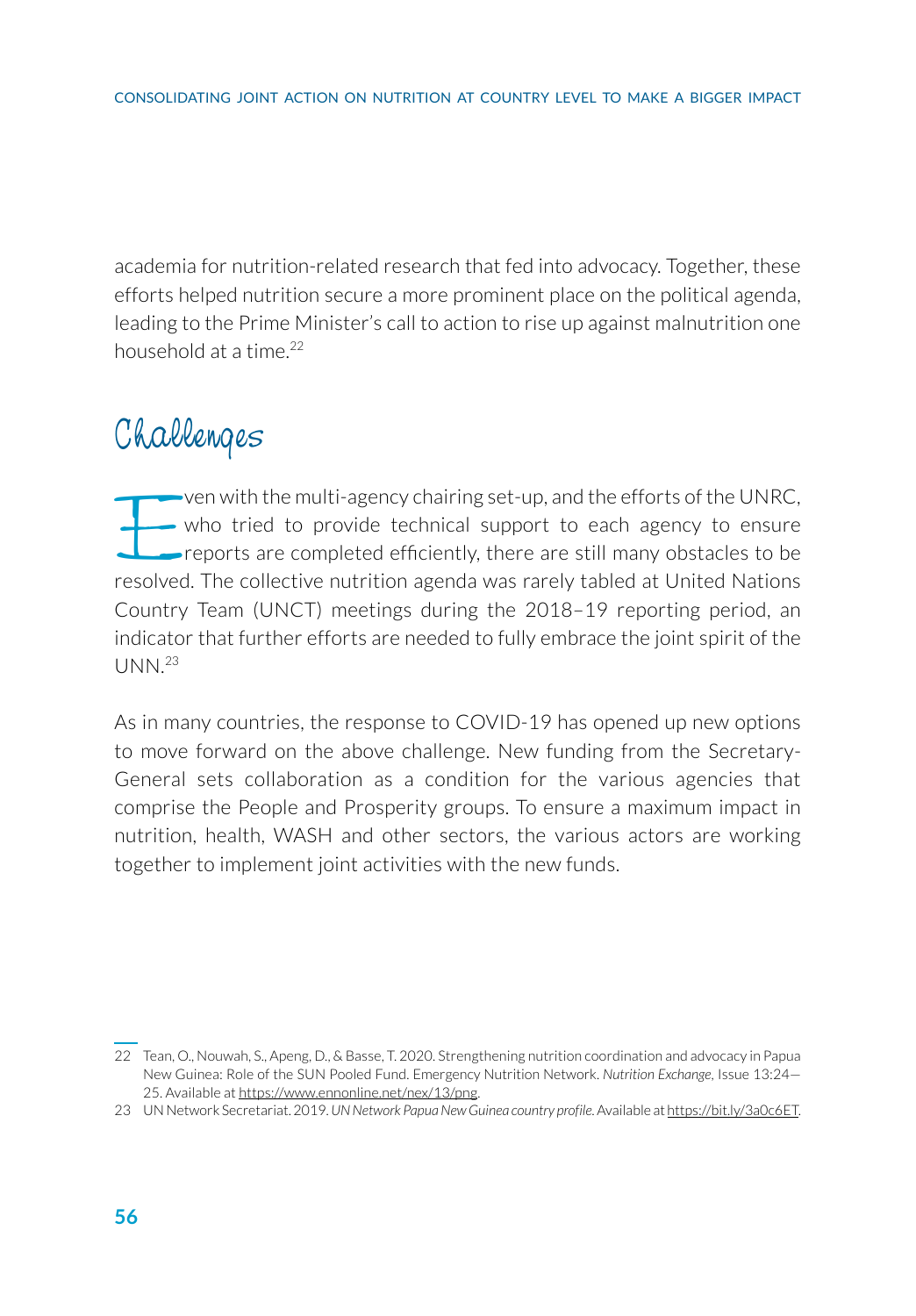academia for nutrition-related research that fed into advocacy. Together, these efforts helped nutrition secure a more prominent place on the political agenda, leading to the Prime Minister's call to action to rise up against malnutrition one household at a time.[22]

## Challenges

Even with the multi-agency chairing set-up, and the efforts of the UNRC, who tried to provide technical support to each agency to ensure reports are completed efficiently, there are still many obstacles to be resolved. The collective nutrition agenda was rarely tabled at United Nations Country Team (UNCT) meetings during the 2018–19 reporting period, an indicator that further efforts are needed to fully embrace the joint spirit of the UNN.[23]

As in many countries, the response to COVID-19 has opened up new options to move forward on the above challenge. New funding from the Secretary-General sets collaboration as a condition for the various agencies that comprise the People and Prosperity groups. To ensure a maximum impact in nutrition, health, WASH and other sectors, the various actors are working together to implement joint activities with the new funds.

---

22 Tean, O., Nouwah, S., Apeng, D., & Basse, T. 2020. Strengthening nutrition coordination and advocacy in Papua New Guinea: Role of the SUN Pooled Fund. Emergency Nutrition Network. *Nutrition Exchange*, Issue 13:24—25. Available at https://www.ennonline.net/nex/13/png.

23 UN Network Secretariat. 2019. *UN Network Papua New Guinea country profile*. Available at https://bit.ly/3a0c6ET.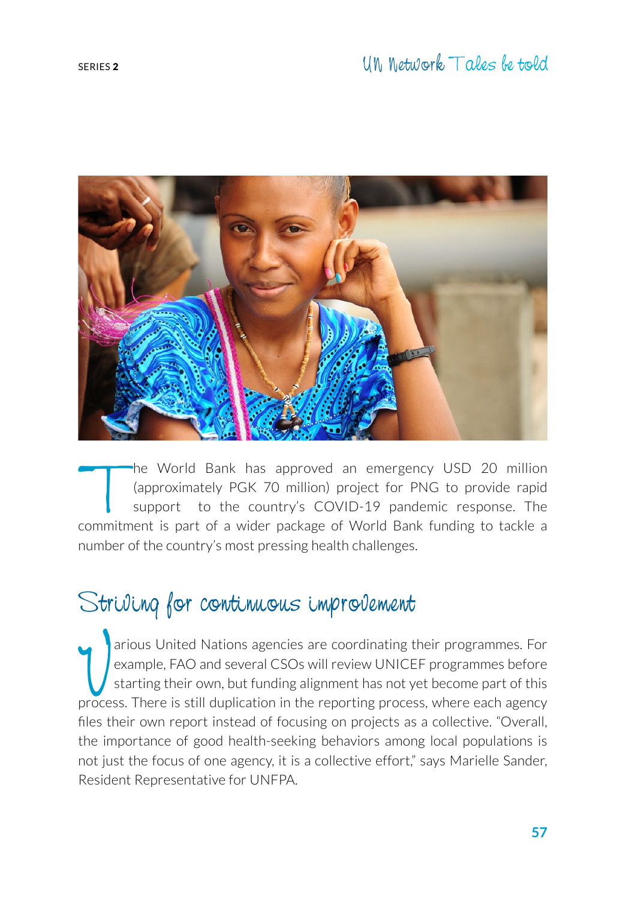The World Bank has approved an emergency USD 20 million (approximately PGK 70 million) project for PNG to provide rapid support to the country's COVID-19 pandemic response. The commitment is part of a wider package of World Bank funding to tackle a number of the country's most pressing health challenges.

## Striving for continuous improvement

Various United Nations agencies are coordinating their programmes. For example, FAO and several CSOs will review UNICEF programmes before starting their own, but funding alignment has not yet become part of this process. There is still duplication in the reporting process, where each agency files their own report instead of focusing on projects as a collective. "Overall, the importance of good health-seeking behaviors among local populations is not just the focus of one agency, it is a collective effort," says Marielle Sander, Resident Representative for UNFPA.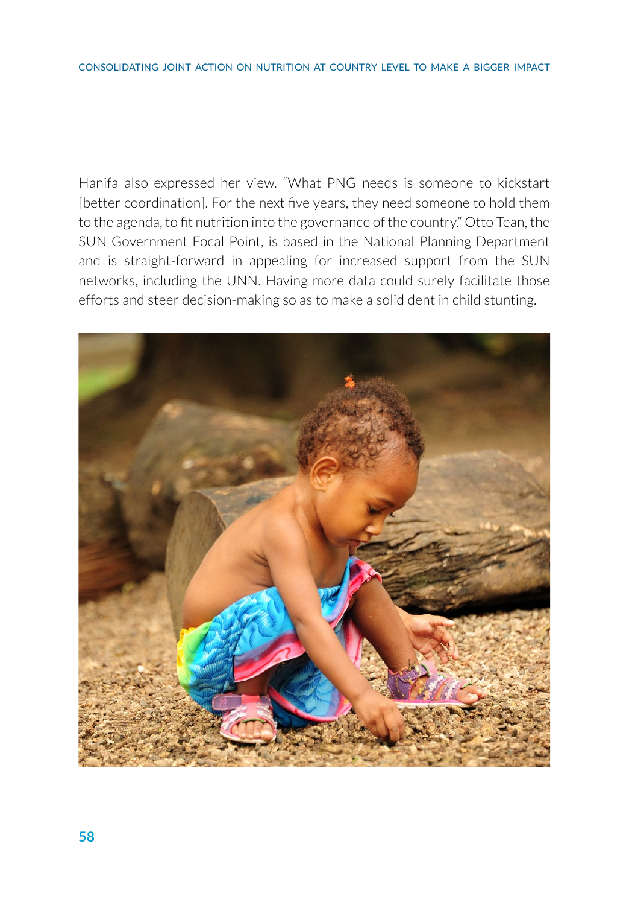Hanifa also expressed her view. "What PNG needs is someone to kickstart [better coordination]. For the next five years, they need someone to hold them to the agenda, to fit nutrition into the governance of the country." Otto Tean, the SUN Government Focal Point, is based in the National Planning Department and is straight-forward in appealing for increased support from the SUN networks, including the UNN. Having more data could surely facilitate those efforts and steer decision-making so as to make a solid dent in child stunting.